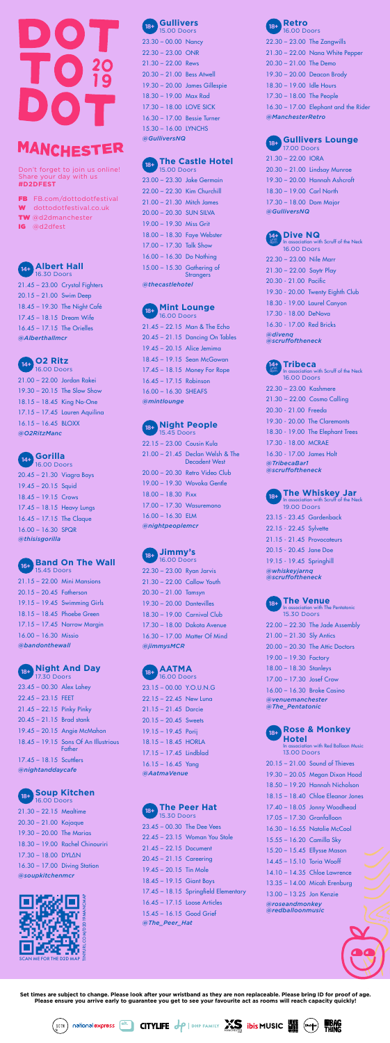# DOT TO DOT 2019

# MANCHESTER

Don't forget to join us online! Share your day with us **#D2DFEST**

FB FB.com/dottodotfestival
W dottodotfestival.co.uk
TW @d2dmanchester
IG @d2dfest

## 14+ Albert Hall
16.30 Doors

21.45 – 23.00 Crystal Fighters
20.15 – 21.00 Swim Deep
18.45 – 19.30 The Night Café
17.45 – 18.15 Dream Wife
16.45 – 17.15 The Orielles

*@Alberthallmcr*

## 14+ O2 Ritz
16.00 Doors

21.00 – 22.00 Jordan Rakei
19.30 – 20.15 The Slow Show
18.15 – 18.45 King No-One
17.15 – 17.45 Lauren Aquilina
16.15 – 16.45 BLOXX

*@O2RitzManc*

## 14+ Gorilla
16.00 Doors

20.45 – 21.30 Viagra Boys
19.45 – 20.15 Squid
18.45 – 19.15 Crows
17.45 – 18.15 Heavy Lungs
16.45 – 17.15 The Claque
16.00 – 16.30 SPQR

*@thisisgorilla*

## 16+ Band On The Wall
15.45 Doors

21.15 – 22.00 Mini Mansions
20.15 – 20.45 Fatherson
19.15 – 19.45 Swimming Girls
18.15 – 18.45 Phoebe Green
17.15 – 17.45 Narrow Margin
16.00 – 16.30 Missio

*@bandonthewall*

## 18+ Night And Day
17.30 Doors

23.45 – 00.30 Alex Lahey
22.45 – 23.15 FEET
21.45 – 22.15 Pinky Pinky
20.45 – 21.15 Brad stank
19.45 – 20.15 Angie McMahon
18.45 – 19.15 Sons Of An Illustrious Father
17.45 – 18.15 Scuttlers

*@nightanddaycafe*

## 18+ Soup Kitchen
16.00 Doors

21.30 – 22.15 Mealtime
20.30 – 21.00 Kojaque
19.30 – 20.00 The Marías
18.30 – 19.00 Rachel Chinouriri
17.30 – 18.00 DYLΔN
16.30 – 17.00 Diving Station

*@soupkitchenmcr*

SCAN ME FOR THE D2D MAP
TINYURL.COM/D2D19MANCMAP

## 18+ Gullivers
15.00 Doors

23.30 – 00.00 Nancy
22.30 – 23.00 ONR
21.30 – 22.00 Rews
20.30 – 21.00 Bess Atwell
19.30 – 20.00 James Gillespie
18.30 – 19.00 Max Rad
17.30 – 18.00 LOVE SICK
16.30 – 17.00 Bessie Turner
15.30 – 16.00 LYNCHS

*@GulliversNQ*

## 18+ The Castle Hotel
15.00 Doors

23.00 – 23.30 Jake Germain
22.00 – 22.30 Kim Churchill
21.00 – 21.30 Mitch James
20.00 – 20.30 SUN SILVA
19.00 – 19.30 Miss Grit
18.00 – 18.30 Faye Webster
17.00 – 17.30 Talk Show
16.00 – 16.30 Do Nothing
15.00 – 15.30 Gathering of Strangers

*@thecastlehotel*

## 18+ Mint Lounge
16.00 Doors

21.45 – 22.15 Man & The Echo
20.45 – 21.15 Dancing On Tables
19.45 – 20.15 Alice Jemima
18.45 – 19.15 Sean McGowan
17.45 – 18.15 Money For Rope
16.45 – 17.15 Robinson
16.00 – 16.30 SHEAFS

*@mintlounge*

## 18+ Night People
15.45 Doors

22.15 – 23.00 Cousin Kula
21.00 – 21.45 Declan Welsh & The Decadent West
20.00 – 20.30 Retro Video Club
19.00 – 19.30 Wovoka Gentle
18.00 – 18.30 Pixx
17.00 – 17.30 Wasuremono
16.00 – 16.30 ELM

*@nightpeoplemcr*

## 18+ Jimmy's
16.00 Doors

22.30 – 23.00 Ryan Jarvis
21.30 – 22.00 Callow Youth
20.30 – 21.00 Tamsyn
19.30 – 20.00 Dantevilles
18.30 – 19.00 Carnival Club
17.30 – 18.00 Dakota Avenue
16.30 – 17.00 Matter Of Mind

*@jimmysMCR*

## 18+ AATMA
16.00 Doors

23.15 – 00.00 Y.O.U.N.G
22.15 – 22.45 New Luna
21.15 – 21.45 Darcie
20.15 – 20.45 Sweets
19.15 – 19.45 Porij
18.15 – 18.45 HORLA
17.15 – 17.45 Lindblad
16.15 – 16.45 Yang

*@AatmaVenue*

## 18+ The Peer Hat
15.30 Doors

23.45 – 00.30 The Dee Vees
22.45 – 23.15 Woman You Stole
21.45 – 22.15 Document
20.45 – 21.15 Careering
19.45 – 20.15 Tin Mole
18.45 – 19.15 Giant Boys
17.45 – 18.15 Springfield Elementary
16.45 – 17.15 Loose Articles
15.45 – 16.15 Good Grief

*@The_Peer_Hat*

## 18+ Retro
16.00 Doors

22.30 – 23.00 The Zangwills
21.30 – 22.00 Nana White Pepper
20.30 – 21.00 The Demo
19.30 – 20.00 Deacon Brody
18.30 – 19.00 Idle Hours
17.30 – 18.00 The People
16.30 – 17.00 Elephant and the Rider

*@ManchesterRetro*

## 18+ Gullivers Lounge
17.00 Doors

21.30 – 22.00 IORA
20.30 – 21.00 Lindsay Munroe
19.30 – 20.00 Hannah Ashcroft
18.30 – 19.00 Carl North
17.30 – 18.00 Dom Major

*@GulliversNQ*

## 14+ until 8pm Dive NQ
In association with Scruff of the Neck
16.00 Doors

22.30 – 23.00 Nile Marr
21.30 – 22.00 Saytr Play
20.30 - 21.00 Pacific
19.30 - 20.00 Twenty Eighth Club
18.30 - 19.00 Laurel Canyon
17.30 - 18.00 DeNova
16.30 - 17.00 Red Bricks

*@diveng*
*@scruffoftheneck*

## 14+ until 8pm Tribeca
In association with Scruff of the Neck
16.00 Doors

22.30 – 23.00 Kashmere
21.30 – 22.00 Cosmo Calling
20.30 - 21.00 Freeda
19.30 - 20.00 The Claremonts
18.30 - 19.00 The Elephant Trees
17.30 - 18.00 MCRAE
16.30 - 17.00 James Holt

*@TribecaBar1*
*@scruffoftheneck*

## 18+ The Whiskey Jar
In association with Scruff of the Neck
19.00 Doors

23.15 - 23.45 Gardenback
22.15 - 22.45 Sylvette
21.15 - 21.45 Provocateurs
20.15 - 20.45 Jane Doe
19.15 - 19.45 Springhill

*@whiskeyjarnq*
*@scruffoftheneck*

## 18+ The Venue
In association with The Pentatonic
15.30 Doors

22.00 – 22.30 The Jade Assembly
21.00 – 21.30 Sly Antics
20.00 – 20.30 The Attic Doctors
19.00 – 19.30 Factory
18.00 – 18.30 Stanleys
17.00 – 17.30 Josef Crow
16.00 – 16.30 Broke Casino

*@venuemanchester*
*@The_Pentatonic*

## 18+ Rose & Monkey Hotel
In association with Red Balloon Music
13.00 Doors

20.15 – 21.00 Sound of Thieves
19.30 – 20.05 Megan Dixon Hood
18.50 – 19.20 Hannah Nicholson
18.15 – 18.40 Chloe Eleanor Jones
17.40 – 18.05 Jonny Woodhead
17.05 – 17.30 Granfalloon
16.30 – 16.55 Natalie McCool
15.55 – 16.20 Camilla Sky
15.20 – 15.45 Ellysse Mason
14.45 – 15.10 Toria Wooff
14.10 – 14.35 Chloe Lawrence
13.35 – 14.00 Micah Erenburg
13.00 – 13.25 Jon Kenzie

*@roseandmonkey*
*@redballoonmusic*

**Set times are subject to change. Please look after your wristband as they are non replaceable. Please bring ID for proof of age. Please ensure you arrive early to guarantee you get to see your favourite act as rooms will reach capacity quickly!**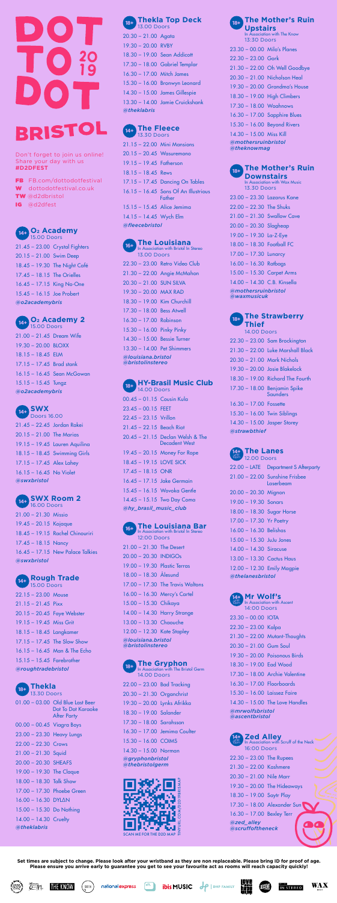# DOT TO DOT 2019 BRISTOL

Don't forget to join us online!
Share your day with us
**#D2DFEST**

**FB** FB.com/dottodotfestival
**W** dottodotfestival.co.uk
**TW** @d2dbristol
**IG** @d2dfest

## 14+ O2 Academy
15.00 Doors

21.45 – 23.00 Crystal Fighters
20.15 – 21.00 Swim Deep
18.45 – 19.30 The Night Café
17.45 – 18.15 The Orielles
16.45 – 17.15 King No-One
15.45 – 16.15 Joe Probert
*@o2academybris*

## 14+ O2 Academy 2
15.00 Doors

21.00 – 21.45 Dream Wife
19.30 – 20.00 BLOXX
18.15 – 18.45 ELM
17.15 – 17.45 Brad stank
16.15 – 16.45 Sean McGowan
15.15 – 15.45 Tungz
*@o2academybris*

## 14+ SWX
Doors 16.00

21.45 – 22.45 Jordan Rakei
20.15 – 21.00 The Marías
19.15 – 19.45 Lauren Aquilina
18.15 – 18.45 Swimming Girls
17.15 – 17.45 Alex Lahey
16.15 – 16.45 No Violet
*@swxbristol*

## 14+ SWX Room 2
16.00 Doors

21.00 – 21.30 Missio
19.45 – 20.15 Kojaque
18.45 – 19.15 Rachel Chinouriri
17.45 – 18.15 Nancy
16.45 – 17.15 New Palace Talkies
*@swxbristol*

## 14+ Rough Trade
15.00 Doors

22.15 – 23.00 Mouse
21.15 – 21.45 Pixx
20.15 – 20.45 Faye Webster
19.15 – 19.45 Miss Grit
18.15 – 18.45 Langkamer
17.15 – 17.45 The Slow Show
16.15 – 16.45 Man & The Echo
15.15 – 15.45 Farebrother
*@roughtradebristol*

## 18+ Thekla
13.30 Doors

01.00 – 03.00 Old Blue Last Beer Dot To Dot Karaoke After Party
00.00 – 00.45 Viagra Boys
23.00 – 23.30 Heavy Lungs
22.00 – 22.30 Crows
21.00 – 21.30 Squid
20.00 – 20.30 SHEAFS
19.00 – 19.30 The Claque
18.00 – 18.30 Talk Show
17.00 – 17.30 Phoebe Green
16.00 – 16.30 DYLΛN
15.00 – 15.30 Do Nothing
14.00 – 14.30 Cruelty
*@theklabris*

## 18+ Thekla Top Deck
13.00 Doors

20.30 – 21.00 Agata
19.30 – 20.00 RVBY
18.30 – 19.00 Sean Addicott
17.30 – 18.00 Gabriel Templar
16.30 – 17.00 Mitch James
15.30 – 16.00 Bronwyn Leonard
14.30 – 15.00 James Gillespie
13.30 – 14.00 Jamie Cruickshank
*@theklabris*

## 14+ The Fleece
13.30 Doors

21.15 – 22.00 Mini Mansions
20.15 – 20.45 Wasuremono
19.15 – 19.45 Fatherson
18.15 – 18.45 Rews
17.15 – 17.45 Dancing On Tables
16.15 – 16.45 Sons Of An Illustrious Father
15.15 – 15.45 Alice Jemima
14.15 – 14.45 Wych Elm
*@fleecebristol*

## 16+ The Louisiana
In Association with Bristol In Stereo
13.00 Doors

22.30 – 23.00 Retro Video Club
21.30 – 22.00 Angie McMahon
20.30 – 21.00 SUN SILVA
19.30 – 20.00 MAX RAD
18.30 – 19.00 Kim Churchill
17.30 – 18.00 Bess Atwell
16.30 – 17.00 Robinson
15.30 – 16.00 Pinky Pinky
14.30 – 15.00 Bessie Turner
13.30 – 14.00 Pet Shimmers
*@louisiana.bristol*
*@bristolinstereo*

## 18+ HY-Brasil Music Club
14.00 Doors

00.45 – 01.15 Cousin Kula
23.45 – 00.15 FEET
22.45 – 23.15 Vrillon
21.45 – 22.15 Beach Riot
20.45 – 21.15 Declan Welsh & The Decadent West
19.45 – 20.15 Money For Rope
18.45 – 19.15 LOVE SICK
17.45 – 18.15 ONR
16.45 – 17.15 Jake Germain
15.45 – 16.15 Wovoka Gentle
14.45 – 15.15 Two Day Coma
*@hy_brasil_music_club*

## 16+ The Louisiana Bar
In Association with Bristol In Stereo
12.00 Doors

21.00 – 21.30 The Desert
20.00 – 20.30 INDIGOs
19.00 – 19.30 Plastic Terras
18.00 – 18.30 Ålesund
17.00 – 17.30 The Travis Waltons
16.00 – 16.30 Mercy's Cartel
15.00 – 15.30 Chikaya
14.00 – 14.30 Harry Strange
13.00 – 13.30 Chaouche
12.00 – 12.30 Kate Stapley
*@louisiana.bristol*
*@bristolinstereo*

## 18+ The Gryphon
In Association with The Bristol Germ
14.00 Doors

22.00 – 23.00 Bad Tracking
20.30 – 21.30 Organchrist
19:30 – 20.00 Lynks Afrikka
18.30 – 19.00 Salander
17.30 – 18.00 Sarahsson
16.30 – 17.00 Jemima Coulter
15.30 – 16.00 COIMS
14.30 – 15.00 Norman
*@gryphonbristol*
*@thebristolgerm*

SCAN ME FOR THE D2D MAP
TINYURL.COM/D2D19BRISMAP

## 18+ The Mother's Ruin Upstairs
In Association with The Know
13:30 Doors

23.30 – 00.00 Milo's Planes
22.30 – 23.00 Gork
21.30 – 22.00 Oh Well Goodbye
20.30 – 21.00 Nicholson Heal
19.30 – 20.00 Grandma's House
18.30 – 19.00 High Climbers
17.30 – 18.00 Woahnows
16.30 – 17.00 Sapphire Blues
15.30 – 16.00 Beyond Rivers
14.30 – 15.00 Miss Kill
*@mothersruinbristol*
*@theknowmag*

## 18+ The Mother's Ruin Downstairs
In Association with Wax Music
13.30 Doors

23.00 – 23.30 Lazarus Kane
22.00 – 22.30 The Shuks
21.00 – 21.30 Swallow Cave
20.00 – 20.30 Slagheap
19.00 – 19.30 La-Z-Eye
18.00 – 18.30 Football FC
17.00 – 17.30 Lunarcy
16.00 – 16.30 Ratbags
15.00 – 15.30 Carpet Arms
14.00 – 14.30 C.B. Kinsella
*@mothersruinbristol*
*@waxmusicuk*

## 18+ The Strawberry Thief
14.00 Doors

22.30 – 23.00 Sam Brockington
21.30 – 22.00 Luke Marshall Black
20.30 – 21.00 Mark Nichols
19.30 – 20.00 Josie Blakelock
18.30 – 19.00 Richard The Fourth
17.30 – 18.00 Benjamin Spike Saunders
16.30 – 17.00 Fossette
15.30 – 16.00 Twin Siblings
14.30 – 15.00 Jasper Storey
*@strawbthief*

## 14+ until 8pm The Lanes
12.00 Doors

22.00 – LATE Department S Afterparty
21.00 – 22.00 Sunshine Frisbee Laserbeam
20.00 – 20.30 Mignon
19.00 – 19.30 Sonars
18.00 – 18.30 Sugar Horse
17.00 – 17.30 Yr Poetry
16.00 – 16.30 Belishas
15.00 – 15.30 JuJu Jones
14.00 – 14.30 Siracuse
13.00 – 13.30 Cactus Haus
12.00 – 12.30 Emily Magpie
*@thelanesbristol*

## 14+ until 8pm Mr Wolf's
In Association with Ascent
14:00 Doors

23.30 – 00.00 IOTA
22.30 – 23.00 Kalpa
21.30 – 22.00 Mutant-Thoughts
20.30 – 21.00 Gum Soul
19.30 – 20.00 Poisonous Birds
18.30 – 19.00 Ead Wood
17.30 – 18.00 Archie Valentine
16.30 – 17.00 Floorboards
15.30 – 16.00 Laissez Faire
14.30 – 15.00 The Love Handles
*@mrwolfsbristol*
*@ascentbristol*

## 14+ until 8pm Zed Alley
In Association with Scruff of the Neck
16:00 Doors

22.30 – 23.00 The Rupees
21.30 – 22.00 Kashmere
20.30 – 21.00 Nile Marr
19.30 – 20.00 The Hideaways
18.30 – 19.00 Saytr Play
17.30 – 18.00 Alexander Sun
16.30 – 17.00 Bexley Terr
*@zed_alley*
*@scruffoftheneck*

**Set times are subject to change. Please look after your wristband as they are non replaceable. Please bring ID for proof of age. Please ensure you arrive early to guarantee you get to see your favourite act as rooms will reach capacity quickly!**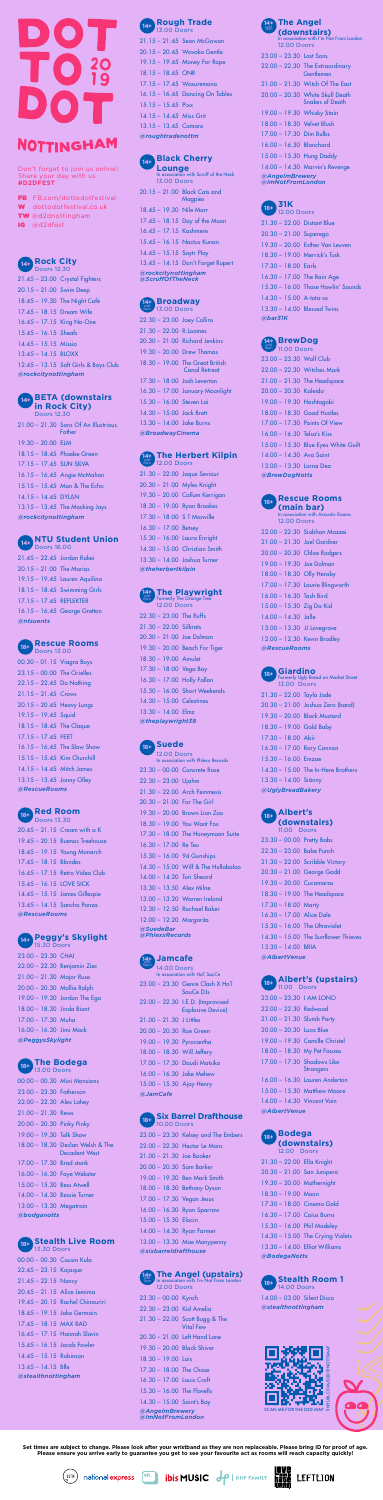# DOT TO DOT 2019

# NOTTINGHAM

Don't forget to join us online!
Share your day with us
**#D2DFEST**

**FB** FB.com/dottodotfestival
**W** dottodotfestival.co.uk
**TW** @d2dnottingham
**IG** @d2dfest

## Rock City
14+ · Doors 12.30

21.45 – 23.00 Crystal Fighters
20.15 – 21.00 Swim Deep
18.45 – 19.30 The Night Café
17.45 – 18.15 Dream Wife
16.45 – 17.15 King No-One
15.45 – 16.15 Sheafs
14.45 – 15.15 Missio
13.45 – 14.15 BLOXX
12.45 – 13.15 Soft Girls & Boys Club
*@rockcitynottingham*

## BETA (downstairs in Rock City)
14+ · Doors 12.30

21.00 – 21.30 Sons Of An Illustrious Father
19.30 – 20.00 EIJM
18.15 – 18.45 Phoebe Green
17.15 – 17.45 SUN SILVA
16.15 – 16.45 Angie McMahon
15.15 – 15.45 Man & The Echo
14.15 – 14.45 DYLAN
13.15 – 13.45 The Mocking Jays
*@rockcitynottingham*

## NTU Student Union
14+ · Doors 16.00

21.45 – 22.45 Jordan Rakei
20.15 – 21.00 The Morriss
19.15 – 19.45 Lauren Aquilina
18.15 – 18.45 Swimming Girls
17.15 – 17.45 REFLEKTER
16.15 – 16.45 George Gretton
*@ntsuents*

## Rescue Rooms
18+ · Doors 13.00

00.30 – 01.15 Viagra Boys
23.15 – 00.00 The Orielles
22.15 – 22.45 Do Nothing
21.15 – 21.45 Crows
20.15 – 20.45 Heavy Lungs
19.15 – 19.45 Squid
18.15 – 18.45 The Clause
17.15 – 17.45 FEET
16.15 – 16.45 The Slow Show
15.15 – 15.45 Kim Churchill
14.15 – 14.45 Mitch James
13.15 – 13.45 Jonny Olley
*@RescueRooms*

## Red Room
18+ · Doors 13.30

20.45 – 21.15 Cream with a K
19.45 – 20.15 Buenos Treehouse
18.45 – 19.15 Young Monarch
17.45 – 18.15 Blondes
16.45 – 17.15 Retro Video Club
15.45 – 16.15 LOVE SICK
14.45 – 15.15 James Gillespie
13.45 – 14.15 Sancho Panza
*@RescueRooms*

## Peggy's Skylight
14+ · Doors 15.30

23.00 – 23.30 CHAI
22.00 – 22.30 Benjamin Zias
21.00 – 21.30 Major Ruse
20.00 – 20.30 Mollie Ralph
19.00 – 19.30 Jordan The Ego
18.00 – 18.30 Linda Bisset
17.00 – 17.30 Muha
16.00 – 16.30 Jimi Mack
*@PeggysSkylight*

## The Bodega
18+ · 13.00 Doors

00.00 – 00.30 Mini Mansions
23.00 – 23.30 Fatherson
22.00 – 22.30 Alex Lahey
21.00 – 21.30 Rews
20.00 – 20.30 Pinky Pinky
19.00 – 19.30 Talk Show
18.00 – 18.30 Declan Welsh & The Decadent West
17.00 – 17.30 Brad stank
16.00 – 16.30 Faye Webster
15.00 – 15.30 Beau Atwell
14.00 – 14.30 Bessie Turner
13.00 – 13.30 Megatroin
*@bodeganotts*

## Stealth Live Room
18+ · 13.30 Doors

00.00 – 00.30 Cousin Kula
22.45 – 23.15 Kosaque
21.45 – 22.15 Nancy
20.45 – 21.15 Alice Jemima
19.45 – 20.15 Rachel Chinouriri
18.45 – 19.15 Jake Germain
17.45 – 18.15 MAX RAD
16.45 – 17.15 Hannah Slavin
15.45 – 16.15 Jacob Fowler
14.45 – 15.15 Robinson
13.45 – 14.15 Blle
*@stealthnottingham*

## Rough Trade
14+ · 13.00 Doors

21.15 – 21.45 Sean McGowan
20.15 – 20.45 Wovoka Gentle
19.15 – 19.45 Money For Rope
18.15 – 18.45 ONR
17.15 – 17.45 Wasuremono
16.15 – 16.45 Dancing On Tables
15.15 – 15.45 Poor
14.15 – 14.45 Miss Grit
13.15 – 13.45 Camara
*@roughtradenottm*

## Black Cherry Lounge
14+ · In association with Scruff of the Neck · 14.00 Doors

20.15 – 21.00 Black Cats and Magpies
18.45 – 19.30 Nile Marr
17.45 – 18.15 Day of the Moon
16.45 – 17.15 Kashmere
15.45 – 16.15 Nectus Kunan
14.45 – 15.15 Sayit Play
13.45 – 14.15 Don't Forget Rupert
*@rockcitynottingham*
*@ScruffOfTheNeck*

## Broadway
14+ · 13.00 Doors

22.30 – 23.00 Joey Collins
21.30 – 22.00 R.Loomes
20.30 – 21.00 Richard Jenkins
19.30 – 20.00 Drew Thomas
18.30 – 19.00 The Great British Canal Retreat
17.30 – 18.00 Josh Leverton
16.30 – 17.00 January Moonlight
15.30 – 16.00 Steven Lai
14.30 – 15.00 Jack Brett
13.30 – 14.00 Jake Burns
*@BroadwayCinema*

## The Herbert Kilpin
14+ · 12.00 Doors

21.30 – 22.00 Jaque Seviour
20.30 – 21.00 Myles Knight
19.30 – 20.00 Callum Kerrigan
18.30 – 19.00 Ryan Brookes
17.30 – 18.00 S T Manville
16.30 – 17.00 Betsey
15.30 – 16.00 Laura Enright
14.30 – 15.00 Christian Smith
13.30 – 14.00 Joshua Turner
*@theherbertkilpin*

## The Playwright
14+ · Formerly The Orange Tree · 12.00 Doors

22.30 – 23.00 The Ruffs
21.30 – 22.00 Silimats
20.30 – 21.00 Joe Dolman
19.30 – 20.00 Beach For Tiger
18.30 – 19.00 Amulet
17.30 – 18.00 Vega Bay
16.30 – 17.00 Holly Fallon
15.30 – 16.00 Short Weekends
14.30 – 15.00 Celestines
13.30 – 14.00 Elma
*@theplaywright38*

## Suede
18+ · 12.00 Doors · In association with Phlexx Records

23.30 – 00.00 Concrete Rose
22.30 – 23.00 Ujahm
21.30 – 22.00 Arch Femmesis
20.30 – 21.00 For The Girl
19.30 – 20.00 Brown Lion Zoo
18.30 – 19.00 You Want Fox
17.30 – 18.00 The Honeymoon Suite
16.30 – 17.00 Re Teu
15.30 – 16.00 94 Gunships
14.30 – 15.00 Will & The Hullabaloo
14.00 – 14.20 Tori Sheard
13.30 – 13.50 Alex Milne
13.00 – 13.20 Warren Ireland
12.30 – 12.50 Rachael Baker
12.00 – 12.20 Margarita
*@SuedeBar*
*@PhlexxRecords*

## Jamcafe
18+ · 14.00 Doors · In association with HoT SauCe

23.00 – 23.30 Genre Clash X HoT SauCe DJs
22.00 – 22.30 I.E.D. (Improvised Explosive Device)
21.00 – 21.30 J Littles
20.00 – 20.30 Roe Green
19.00 – 19.30 Pyrocantha
18.00 – 18.30 Will Jeffery
17.00 – 17.30 Daudi Matsiko
16.00 – 16.30 Jake Mehew
15.00 – 15.30 Ajay Henry
*@JamCafe*

## Six Barrel Drafthouse
18+ · 10.00 Doors

23.00 – 23.30 Kelsey and The Embers
22.00 – 22.30 Hector Le Mans
21.00 – 21.30 Joe Booker
20.00 – 20.30 Sam Barker
19.00 – 19.30 Ben Mark Smith
18.00 – 18.30 Bethany Dyson
17.00 – 17.30 Vegan Jesus
16.00 – 16.30 Ryan Sparrow
15.00 – 15.30 Elocin
14.00 – 14.30 Ryan Farmer
13.00 – 13.30 Mae Manyperny
*@sixbarreldrafthouse*

## The Angel (upstairs)
18+ · In association with I'm Not From London · 12.00 Doors

23.30 – 00.00 Kynch
22.30 – 23.00 Kid Amelia
21.30 – 22.00 Scott Bugg & The Vital Few
20.30 – 21.00 Left Hand Lane
19.30 – 20.00 Black Shiver
18.30 – 19.00 Lais
17.30 – 18.00 The Chase
16.30 – 17.00 Louis Croft
15.30 – 16.00 The Flavells
14.30 – 15.00 Saint's Bay
*@AngelMBrewery*
*@ImNotFromLondon*

## The Angel (downstairs)
14+ · In association with I'm Not From London · 12.00 Doors

23.00 – 23.30 Lost Sons
22.00 – 22.30 The Extraordinary Gentlemen
21.00 – 21.30 Witch Of The East
20.00 – 20.30 White Skull Death Snakes of Death
19.00 – 19.30 Whisky Stain
18.00 – 18.30 Velvet Blush
17.00 – 17.30 Dim Bulbs
16.00 – 16.30 Blanchard
15.00 – 15.30 Hung Daddy
14.00 – 14.30 Marvin's Revenge
*@AngelMBrewery*
*@ImNotFromLondon*

## 31K
18+ · 12.00 Doors

21.30 – 22.00 Distant Blue
20.30 – 21.00 Superego
19.30 – 20.00 Esther Van Leuven
18.30 – 19.00 Merrick's Tusk
17.30 – 18.00 Earls
16.30 – 17.00 The Rain Age
15.30 – 16.00 These Howlin' Sounds
14.30 – 15.00 A-tota-so
13.30 – 14.00 Blessed Twins
*@bar31K*

## BrewDog
18+ · 11.00 Doors

23.00 – 23.30 Wolf Club
22.00 – 22.30 Witches Mark
21.00 – 21.30 The Headspace
20.00 – 20.30 Kaleido
19.00 – 19.30 Hashtagabi
18.00 – 18.30 Good Hustles
17.00 – 17.30 Points Of View
16.00 – 16.30 Max's Kiss
15.00 – 15.30 Blue Eyes White Guilt
14.00 – 14.30 Ava Saint
13.00 – 13.30 Lorna Dee
*@BrewDogNotts*

## Rescue Rooms (main bar)
18+ · In association with Acoustic Rooms · 12.00 Doors

22.00 – 22.30 Siobhan Mazzei
21.00 – 21.30 Joel Gardner
20.00 – 20.30 Chloe Rodgers
19.00 – 19.30 Joe Dolman
18.00 – 18.30 Olly Hensby
17.00 – 17.30 Laurie Illingworth
16.00 – 16.30 Tash Bird
15.00 – 15.30 Zig Da Kid
14.00 – 14.30 Jelle
13.00 – 13.30 JJ Lovegrove
12.00 – 12.30 Kevin Bradley
*@RescueRooms*

## Giardino
18+ · Formerly Ugly Bread on Market Street · 15.00 Doors

21.30 – 22.00 Tayla Jade
20.30 – 21.00 Joshua Zero (band)
19.30 – 20.00 Black Mustard
18.30 – 19.00 Gold Baby
17.30 – 18.00 Abii
16.30 – 17.00 Rory Cannon
15.30 – 16.00 Encase
14.30 – 15.00 The In-Here Brothers
13.30 – 14.00 Stimmy
*@UglyBreadBakery*

## Albert's (downstairs)
18+ · 11.00 Doors

23.30 – 00.00 Pretty Baby
22.30 – 23.00 Indie Punch
21.30 – 22.00 Scribble Victory
20.30 – 21.00 George Gadd
19.30 – 20.00 Cucamaras
18.30 – 19.00 The Headspace
17.30 – 18.00 Marty
16.30 – 17.00 Alice Dale
15.30 – 16.00 The Ultraviolet
14.30 – 15.00 The Sunflower Thieves
13.30 – 14.00 BRIA
*@AlbertVenue*

## Albert's (upstairs)
18+ · 11.00 Doors

23.00 – 23.30 I AM LONO
22.00 – 22.30 Redwood
21.00 – 21.30 Stretch Party
20.00 – 20.30 Luca Blue
19.00 – 19.30 Camille Christel
18.00 – 18.30 My Pet Foxes
17.00 – 17.30 Shadows Like Strangers
16.00 – 16.30 Lauren Anderton
15.00 – 15.30 Matthew Moore
14.00 – 14.30 Vincent Vain
*@AlbertVenue*

## Bodega (downstairs)
18+ · 12.00 Doors

21.30 – 22.00 Ella Knight
20.30 – 21.00 Sun Junipers
19.30 – 20.00 Motherwight
18.30 – 19.00 Moon
17.30 – 18.00 Cinema Gold
16.30 – 17.00 Casu Burns
15.30 – 16.00 Phil Madeley
14.30 – 15.00 The Crying Violets
13.30 – 14.00 Elliot Williams
*@BodegaNotts*

## Stealth Room 1
18+ · 14.00 Doors

14.00 – 03.00 Silent Disco
*@stealthnottingham*

SCAN ME FOR THE D2D MAP

**Set times are subject to change. Please look after your wristband as they are non replaceable. Please bring ID for proof of age. Please ensure you arrive early to guarantee you get to see your favourite act as rooms will reach capacity quickly!**

national express · ibis MUSIC · DIP FAMILY · LIVE NATION · LEFTLION